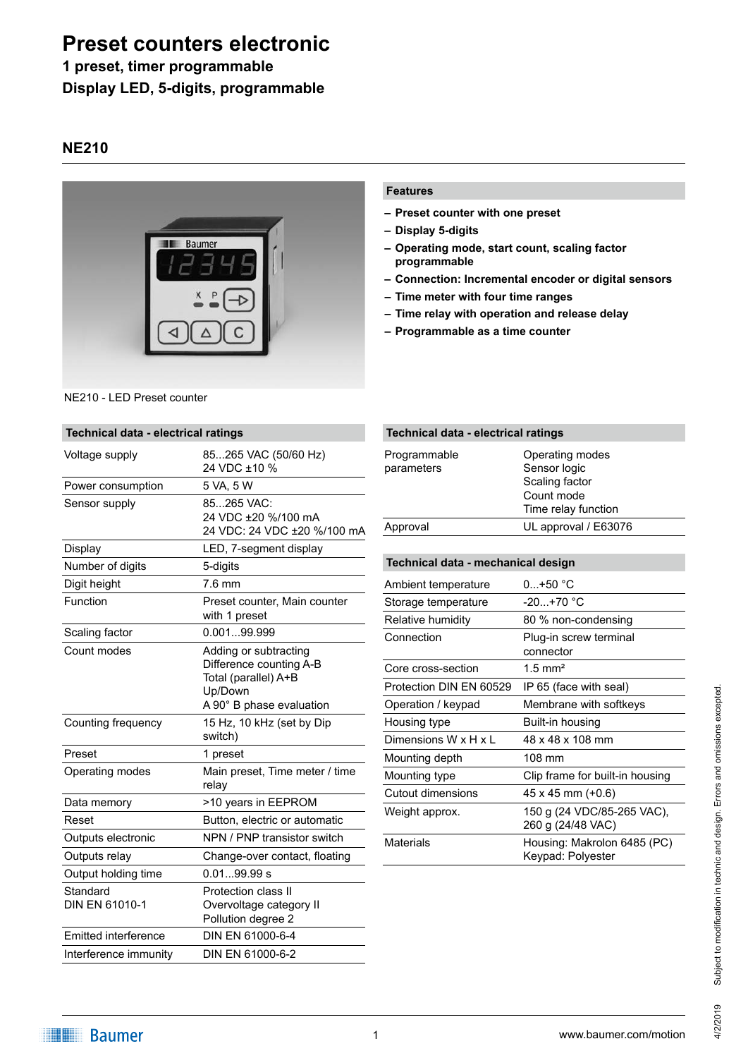# Preset counters electronic

## 1 preset, timer programmable

## Display LED, 5-digits, programmable

## NE210

NE210 - LED Preset counter

### Features

- Preset counter with one preset
- Display 5-digits
- Operating mode, start count, scaling factor programmable
- Connection: Incremental encoder or digital sensors
- Time meter with four time ranges
- Time relay with operation and release delay
- Programmable as a time counter

### Technical data - electrical ratings

| | |
|---|---|
| Voltage supply | 85...265 VAC (50/60 Hz)<br>24 VDC ±10 % |
| Power consumption | 5 VA, 5 W |
| Sensor supply | 85...265 VAC:<br>24 VDC ±20 %/100 mA<br>24 VDC: 24 VDC ±20 %/100 mA |
| Display | LED, 7-segment display |
| Number of digits | 5-digits |
| Digit height | 7.6 mm |
| Function | Preset counter, Main counter with 1 preset |
| Scaling factor | 0.001...99.999 |
| Count modes | Adding or subtracting<br>Difference counting A-B<br>Total (parallel) A+B<br>Up/Down<br>A 90° B phase evaluation |
| Counting frequency | 15 Hz, 10 kHz (set by Dip switch) |
| Preset | 1 preset |
| Operating modes | Main preset, Time meter / time relay |
| Data memory | >10 years in EEPROM |
| Reset | Button, electric or automatic |
| Outputs electronic | NPN / PNP transistor switch |
| Outputs relay | Change-over contact, floating |
| Output holding time | 0.01...99.99 s |
| Standard<br>DIN EN 61010-1 | Protection class II<br>Overvoltage category II<br>Pollution degree 2 |
| Emitted interference | DIN EN 61000-6-4 |
| Interference immunity | DIN EN 61000-6-2 |

### Technical data - electrical ratings

| | |
|---|---|
| Programmable parameters | Operating modes<br>Sensor logic<br>Scaling factor<br>Count mode<br>Time relay function |
| Approval | UL approval / E63076 |

### Technical data - mechanical design

| | |
|---|---|
| Ambient temperature | 0...+50 °C |
| Storage temperature | -20...+70 °C |
| Relative humidity | 80 % non-condensing |
| Connection | Plug-in screw terminal connector |
| Core cross-section | 1.5 mm² |
| Protection DIN EN 60529 | IP 65 (face with seal) |
| Operation / keypad | Membrane with softkeys |
| Housing type | Built-in housing |
| Dimensions W x H x L | 48 x 48 x 108 mm |
| Mounting depth | 108 mm |
| Mounting type | Clip frame for built-in housing |
| Cutout dimensions | 45 x 45 mm (+0.6) |
| Weight approx. | 150 g (24 VDC/85-265 VAC),<br>260 g (24/48 VAC) |
| Materials | Housing: Makrolon 6485 (PC)<br>Keypad: Polyester |

Subject to modification in technic and design. Errors and omissions excepted.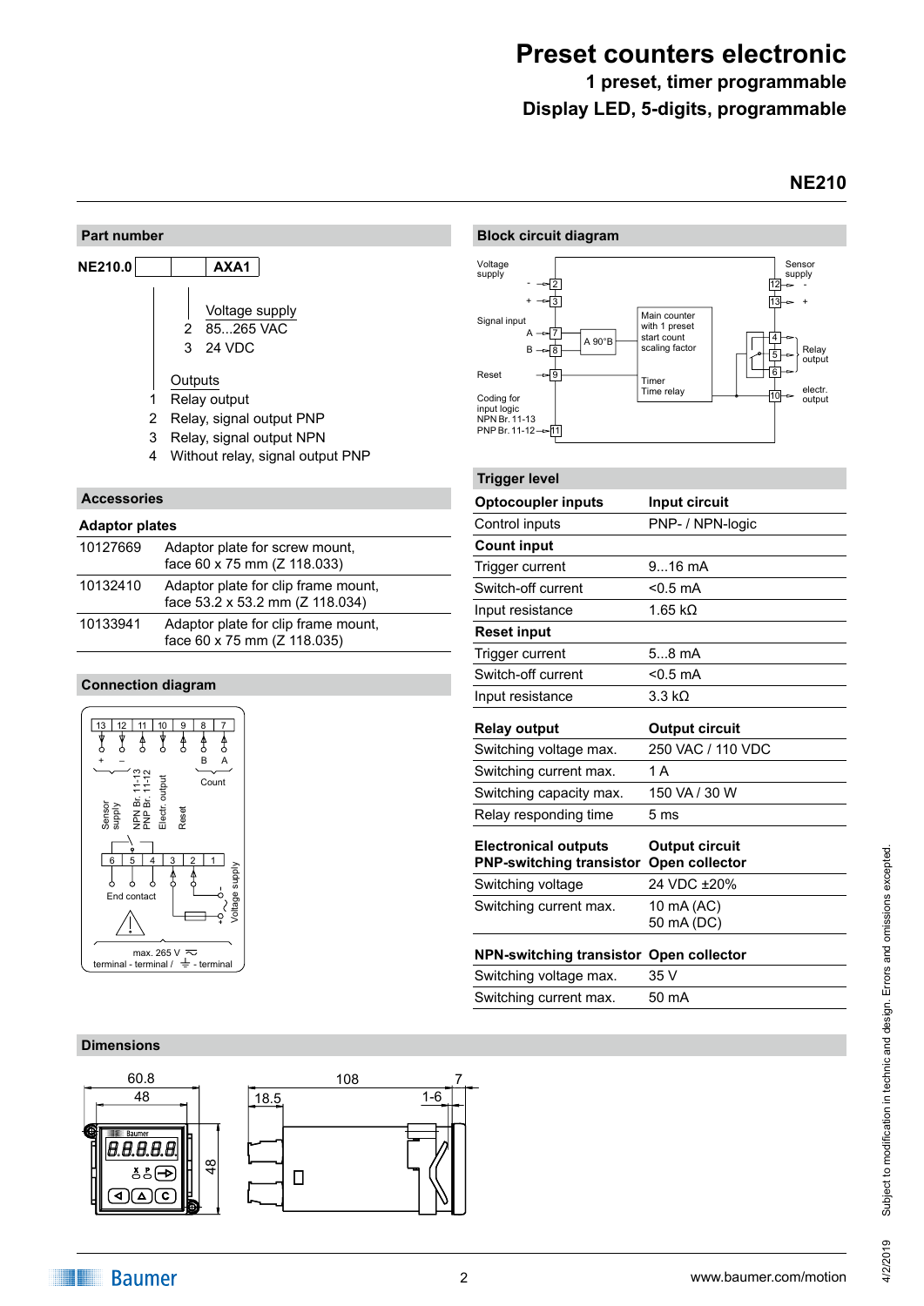# Preset counters electronic

**1 preset, timer programmable**

**Display LED, 5-digits, programmable**

**NE210**

## Part number

**NE210.0** | | | **AXA1**

Voltage supply
- 2 85...265 VAC
- 3 24 VDC

Outputs
- 1 Relay output
- 2 Relay, signal output PNP
- 3 Relay, signal output NPN
- 4 Without relay, signal output PNP

## Accessories

### Adaptor plates

| | |
|---|---|
| 10127669 | Adaptor plate for screw mount, face 60 x 75 mm (Z 118.033) |
| 10132410 | Adaptor plate for clip frame mount, face 53.2 x 53.2 mm (Z 118.034) |
| 10133941 | Adaptor plate for clip frame mount, face 60 x 75 mm (Z 118.035) |

## Connection diagram

13 12 11 10 9 8 7

+ – B A

Count

Sensor supply

NPN Br. 11-13
PNP Br. 11-12

Electr. output

Reset

6 5 4 3 2 1

End contact

Voltage supply

max. 265 V
terminal - terminal / ⏚ - terminal

## Block circuit diagram

Voltage supply – 2 + 3

Signal input A 7 B 8

Reset 9

Coding for input logic NPN Br. 11-13 PNP Br. 11-12 11

A 90°B

Main counter with 1 preset start count scaling factor

Timer Time relay

Sensor supply 12 – 13 +

Relay output 4 5 6

electr. output 10

## Trigger level

| Optocoupler inputs | Input circuit |
|---|---|
| Control inputs | PNP- / NPN-logic |
| **Count input** | |
| Trigger current | 9...16 mA |
| Switch-off current | <0.5 mA |
| Input resistance | 1.65 kΩ |
| **Reset input** | |
| Trigger current | 5...8 mA |
| Switch-off current | <0.5 mA |
| Input resistance | 3.3 kΩ |

| Relay output | Output circuit |
|---|---|
| Switching voltage max. | 250 VAC / 110 VDC |
| Switching current max. | 1 A |
| Switching capacity max. | 150 VA / 30 W |
| Relay responding time | 5 ms |

| Electronical outputs<br>PNP-switching transistor | Output circuit<br>Open collector |
|---|---|
| Switching voltage | 24 VDC ±20% |
| Switching current max. | 10 mA (AC)<br>50 mA (DC) |

| NPN-switching transistor | Open collector |
|---|---|
| Switching voltage max. | 35 V |
| Switching current max. | 50 mA |

## Dimensions

60.8
48
48

108
7
18.5
1-6

Subject to modification in technic and design. Errors and omissions excepted.

4/2/2019

www.baumer.com/motion